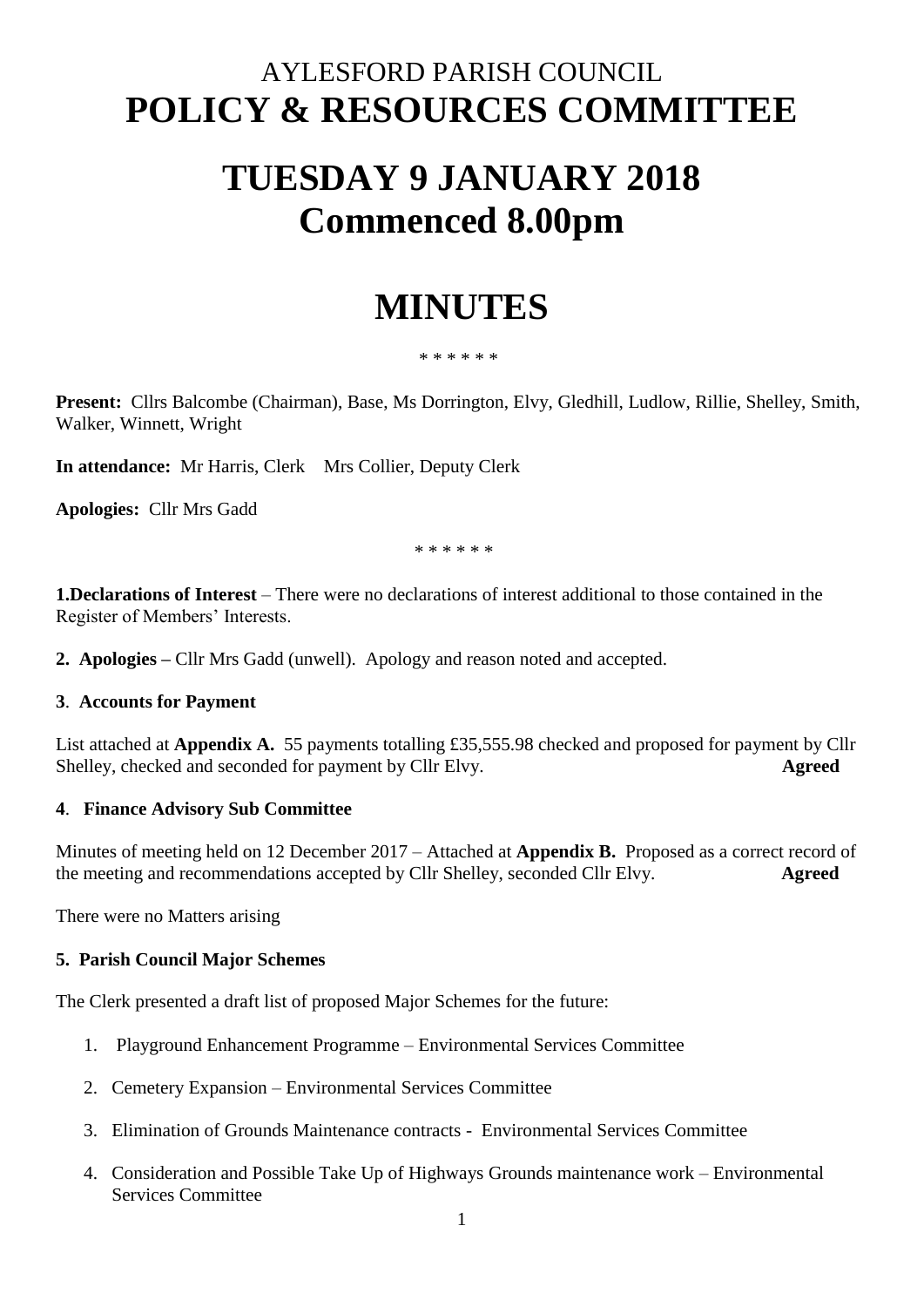# AYLESFORD PARISH COUNCIL
# POLICY & RESOURCES COMMITTEE

# TUESDAY 9 JANUARY 2018
# Commenced 8.00pm

# MINUTES

\* \* \* \* \* \*

**Present:** Cllrs Balcombe (Chairman), Base, Ms Dorrington, Elvy, Gledhill, Ludlow, Rillie, Shelley, Smith, Walker, Winnett, Wright

**In attendance:** Mr Harris, Clerk Mrs Collier, Deputy Clerk

**Apologies:** Cllr Mrs Gadd

\* \* \* \* \* \*

**1.Declarations of Interest** – There were no declarations of interest additional to those contained in the Register of Members' Interests.

**2. Apologies –** Cllr Mrs Gadd (unwell). Apology and reason noted and accepted.

**3. Accounts for Payment**

List attached at **Appendix A.** 55 payments totalling £35,555.98 checked and proposed for payment by Cllr Shelley, checked and seconded for payment by Cllr Elvy. **Agreed**

**4. Finance Advisory Sub Committee**

Minutes of meeting held on 12 December 2017 – Attached at **Appendix B.** Proposed as a correct record of the meeting and recommendations accepted by Cllr Shelley, seconded Cllr Elvy. **Agreed**

There were no Matters arising

**5. Parish Council Major Schemes**

The Clerk presented a draft list of proposed Major Schemes for the future:

1. Playground Enhancement Programme – Environmental Services Committee
2. Cemetery Expansion – Environmental Services Committee
3. Elimination of Grounds Maintenance contracts - Environmental Services Committee
4. Consideration and Possible Take Up of Highways Grounds maintenance work – Environmental Services Committee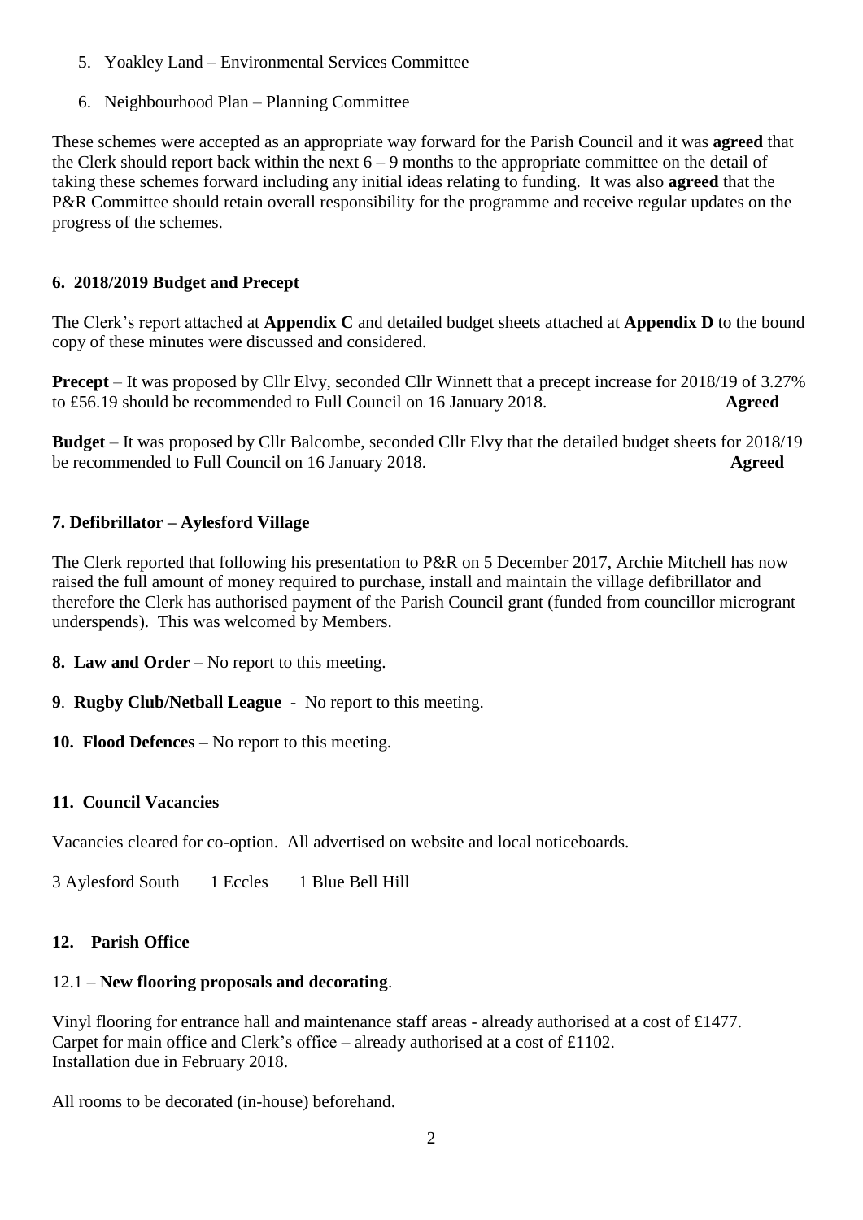5. Yoakley Land – Environmental Services Committee

6. Neighbourhood Plan – Planning Committee

These schemes were accepted as an appropriate way forward for the Parish Council and it was **agreed** that the Clerk should report back within the next 6 – 9 months to the appropriate committee on the detail of taking these schemes forward including any initial ideas relating to funding. It was also **agreed** that the P&R Committee should retain overall responsibility for the programme and receive regular updates on the progress of the schemes.

### 6. 2018/2019 Budget and Precept

The Clerk's report attached at **Appendix C** and detailed budget sheets attached at **Appendix D** to the bound copy of these minutes were discussed and considered.

**Precept** – It was proposed by Cllr Elvy, seconded Cllr Winnett that a precept increase for 2018/19 of 3.27% to £56.19 should be recommended to Full Council on 16 January 2018. **Agreed**

**Budget** – It was proposed by Cllr Balcombe, seconded Cllr Elvy that the detailed budget sheets for 2018/19 be recommended to Full Council on 16 January 2018. **Agreed**

### 7. Defibrillator – Aylesford Village

The Clerk reported that following his presentation to P&R on 5 December 2017, Archie Mitchell has now raised the full amount of money required to purchase, install and maintain the village defibrillator and therefore the Clerk has authorised payment of the Parish Council grant (funded from councillor microgrant underspends). This was welcomed by Members.

**8. Law and Order** – No report to this meeting.

**9**. **Rugby Club/Netball League** - No report to this meeting.

**10. Flood Defences –** No report to this meeting.

### 11. Council Vacancies

Vacancies cleared for co-option. All advertised on website and local noticeboards.

3 Aylesford South 1 Eccles 1 Blue Bell Hill

### 12. Parish Office

12.1 – **New flooring proposals and decorating**.

Vinyl flooring for entrance hall and maintenance staff areas - already authorised at a cost of £1477.
Carpet for main office and Clerk's office – already authorised at a cost of £1102.
Installation due in February 2018.

All rooms to be decorated (in-house) beforehand.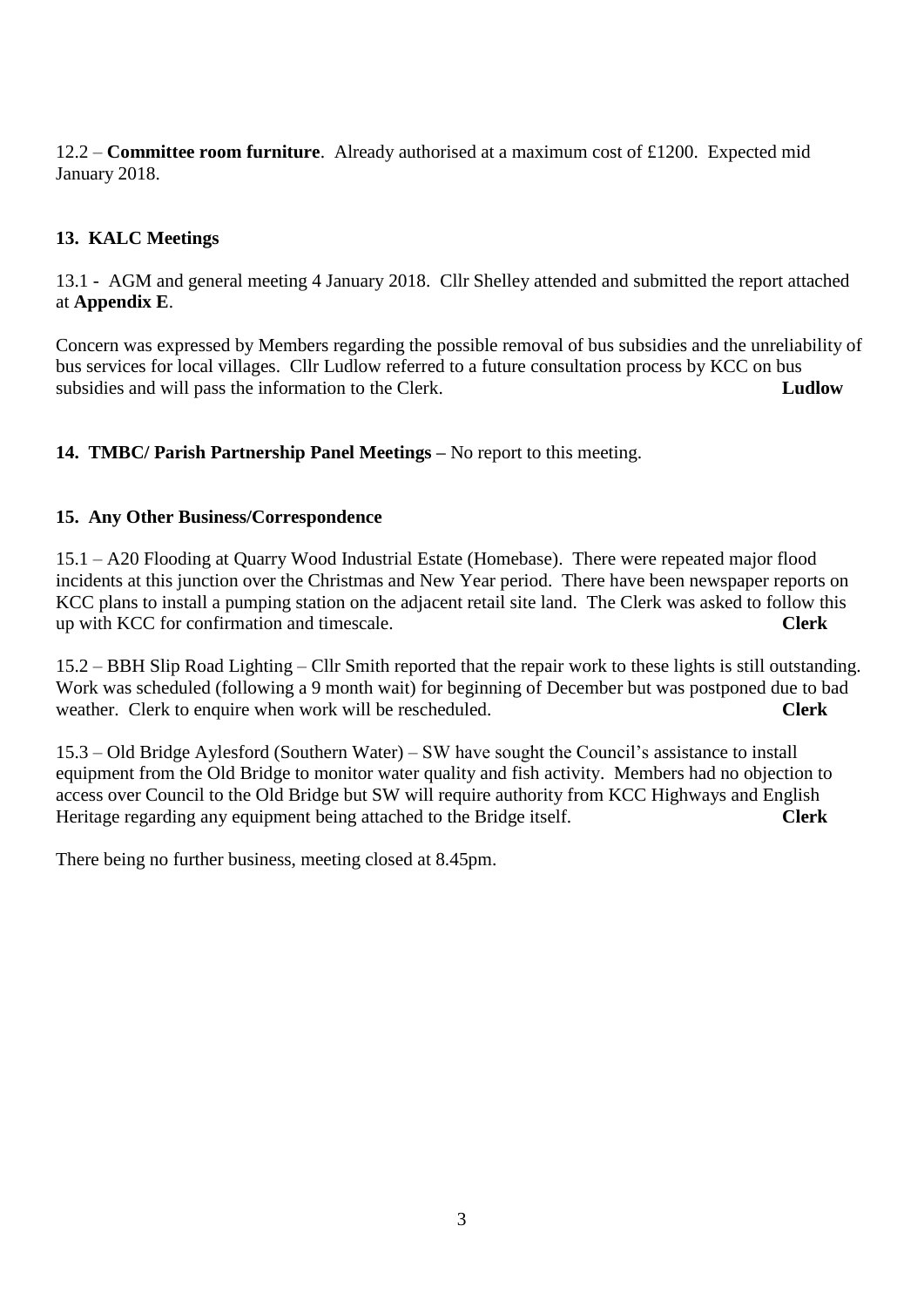12.2 – **Committee room furniture**. Already authorised at a maximum cost of £1200. Expected mid January 2018.

### 13. KALC Meetings

13.1 - AGM and general meeting 4 January 2018. Cllr Shelley attended and submitted the report attached at **Appendix E**.

Concern was expressed by Members regarding the possible removal of bus subsidies and the unreliability of bus services for local villages. Cllr Ludlow referred to a future consultation process by KCC on bus subsidies and will pass the information to the Clerk. **Ludlow**

### 14. TMBC/ Parish Partnership Panel Meetings – No report to this meeting.

### 15. Any Other Business/Correspondence

15.1 – A20 Flooding at Quarry Wood Industrial Estate (Homebase). There were repeated major flood incidents at this junction over the Christmas and New Year period. There have been newspaper reports on KCC plans to install a pumping station on the adjacent retail site land. The Clerk was asked to follow this up with KCC for confirmation and timescale. **Clerk**

15.2 – BBH Slip Road Lighting – Cllr Smith reported that the repair work to these lights is still outstanding. Work was scheduled (following a 9 month wait) for beginning of December but was postponed due to bad weather. Clerk to enquire when work will be rescheduled. **Clerk**

15.3 – Old Bridge Aylesford (Southern Water) – SW have sought the Council's assistance to install equipment from the Old Bridge to monitor water quality and fish activity. Members had no objection to access over Council to the Old Bridge but SW will require authority from KCC Highways and English Heritage regarding any equipment being attached to the Bridge itself. **Clerk**

There being no further business, meeting closed at 8.45pm.